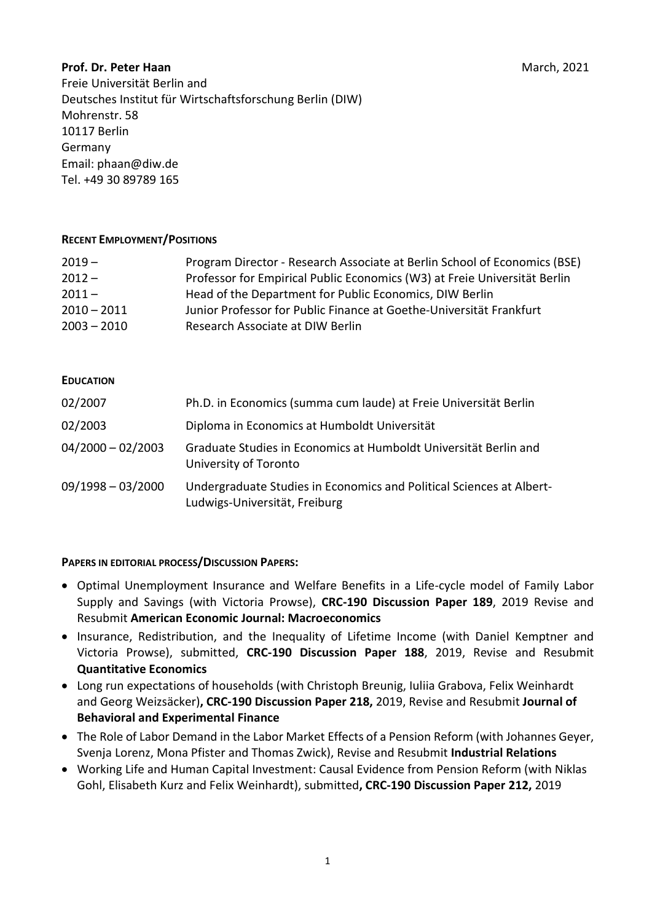**Prof. Dr. Peter Haan** March, 2021

Freie Universität Berlin and
Deutsches Institut für Wirtschaftsforschung Berlin (DIW)
Mohrenstr. 58
10117 Berlin
Germany
Email: phaan@diw.de
Tel. +49 30 89789 165

## RECENT EMPLOYMENT/POSITIONS

| | |
|---|---|
| 2019 – | Program Director - Research Associate at Berlin School of Economics (BSE) |
| 2012 – | Professor for Empirical Public Economics (W3) at Freie Universität Berlin |
| 2011 – | Head of the Department for Public Economics, DIW Berlin |
| 2010 – 2011 | Junior Professor for Public Finance at Goethe-Universität Frankfurt |
| 2003 – 2010 | Research Associate at DIW Berlin |

## EDUCATION

| | |
|---|---|
| 02/2007 | Ph.D. in Economics (summa cum laude) at Freie Universität Berlin |
| 02/2003 | Diploma in Economics at Humboldt Universität |
| 04/2000 – 02/2003 | Graduate Studies in Economics at Humboldt Universität Berlin and University of Toronto |
| 09/1998 – 03/2000 | Undergraduate Studies in Economics and Political Sciences at Albert-Ludwigs-Universität, Freiburg |

## PAPERS IN EDITORIAL PROCESS/DISCUSSION PAPERS:

- Optimal Unemployment Insurance and Welfare Benefits in a Life-cycle model of Family Labor Supply and Savings (with Victoria Prowse), **CRC-190 Discussion Paper 189**, 2019 Revise and Resubmit **American Economic Journal: Macroeconomics**
- Insurance, Redistribution, and the Inequality of Lifetime Income (with Daniel Kemptner and Victoria Prowse), submitted, **CRC-190 Discussion Paper 188**, 2019, Revise and Resubmit **Quantitative Economics**
- Long run expectations of households (with Christoph Breunig, Iuliia Grabova, Felix Weinhardt and Georg Weizsäcker)**, CRC-190 Discussion Paper 218,** 2019, Revise and Resubmit **Journal of Behavioral and Experimental Finance**
- The Role of Labor Demand in the Labor Market Effects of a Pension Reform (with Johannes Geyer, Svenja Lorenz, Mona Pfister and Thomas Zwick), Revise and Resubmit **Industrial Relations**
- Working Life and Human Capital Investment: Causal Evidence from Pension Reform (with Niklas Gohl, Elisabeth Kurz and Felix Weinhardt), submitted**, CRC-190 Discussion Paper 212,** 2019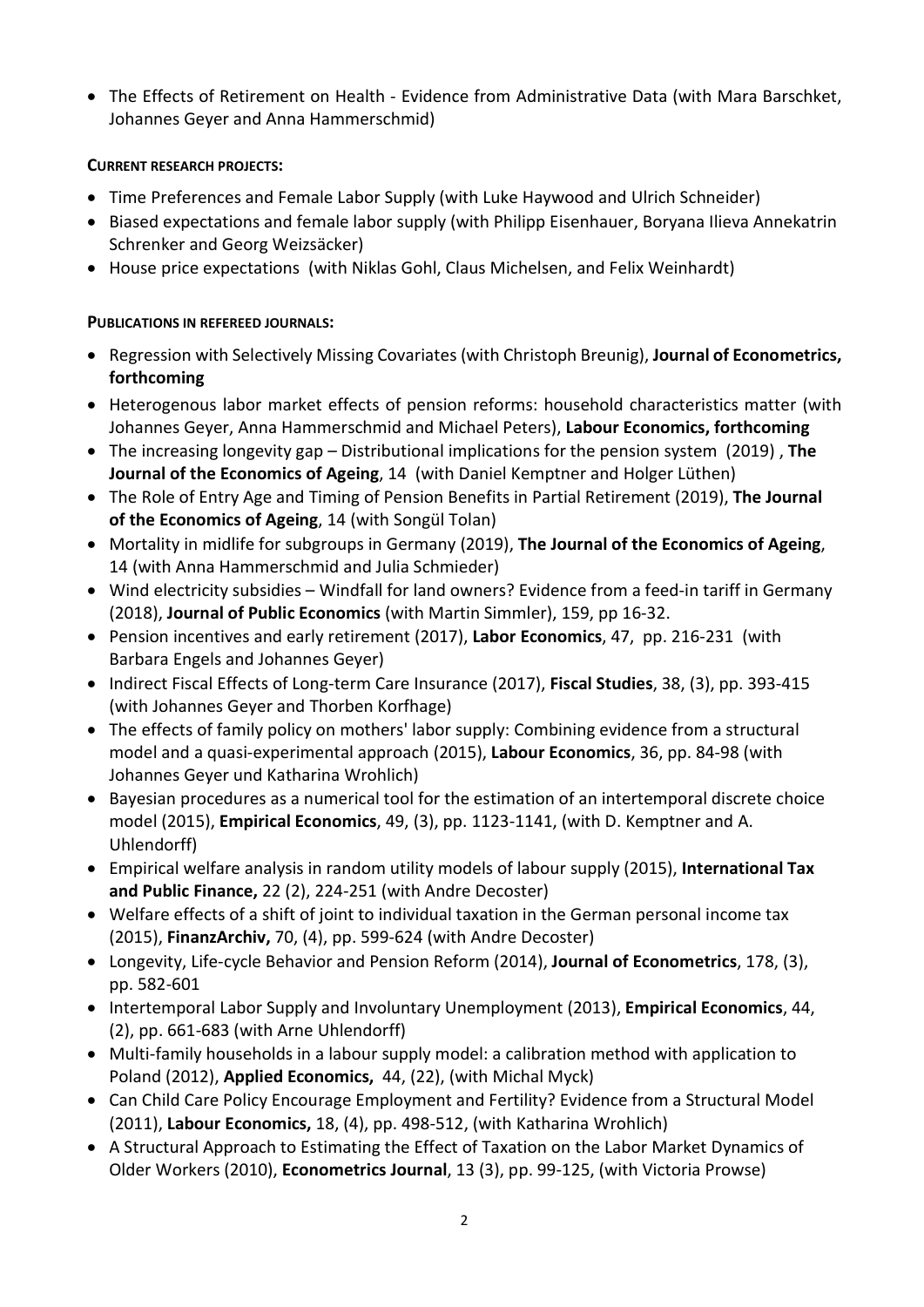- The Effects of Retirement on Health - Evidence from Administrative Data (with Mara Barschket, Johannes Geyer and Anna Hammerschmid)

**CURRENT RESEARCH PROJECTS:**

- Time Preferences and Female Labor Supply (with Luke Haywood and Ulrich Schneider)
- Biased expectations and female labor supply (with Philipp Eisenhauer, Boryana Ilieva Annekatrin Schrenker and Georg Weizsäcker)
- House price expectations (with Niklas Gohl, Claus Michelsen, and Felix Weinhardt)

**PUBLICATIONS IN REFEREED JOURNALS:**

- Regression with Selectively Missing Covariates (with Christoph Breunig), **Journal of Econometrics, forthcoming**
- Heterogenous labor market effects of pension reforms: household characteristics matter (with Johannes Geyer, Anna Hammerschmid and Michael Peters), **Labour Economics, forthcoming**
- The increasing longevity gap – Distributional implications for the pension system (2019) , **The Journal of the Economics of Ageing**, 14 (with Daniel Kemptner and Holger Lüthen)
- The Role of Entry Age and Timing of Pension Benefits in Partial Retirement (2019), **The Journal of the Economics of Ageing**, 14 (with Songül Tolan)
- Mortality in midlife for subgroups in Germany (2019), **The Journal of the Economics of Ageing**, 14 (with Anna Hammerschmid and Julia Schmieder)
- Wind electricity subsidies – Windfall for land owners? Evidence from a feed-in tariff in Germany (2018), **Journal of Public Economics** (with Martin Simmler), 159, pp 16-32.
- Pension incentives and early retirement (2017), **Labor Economics**, 47, pp. 216-231 (with Barbara Engels and Johannes Geyer)
- Indirect Fiscal Effects of Long-term Care Insurance (2017), **Fiscal Studies**, 38, (3), pp. 393-415 (with Johannes Geyer and Thorben Korfhage)
- The effects of family policy on mothers' labor supply: Combining evidence from a structural model and a quasi-experimental approach (2015), **Labour Economics**, 36, pp. 84-98 (with Johannes Geyer und Katharina Wrohlich)
- Bayesian procedures as a numerical tool for the estimation of an intertemporal discrete choice model (2015), **Empirical Economics**, 49, (3), pp. 1123-1141, (with D. Kemptner and A. Uhlendorff)
- Empirical welfare analysis in random utility models of labour supply (2015), **International Tax and Public Finance,** 22 (2), 224-251 (with Andre Decoster)
- Welfare effects of a shift of joint to individual taxation in the German personal income tax (2015), **FinanzArchiv,** 70, (4), pp. 599-624 (with Andre Decoster)
- Longevity, Life-cycle Behavior and Pension Reform (2014), **Journal of Econometrics**, 178, (3), pp. 582-601
- Intertemporal Labor Supply and Involuntary Unemployment (2013), **Empirical Economics**, 44, (2), pp. 661-683 (with Arne Uhlendorff)
- Multi-family households in a labour supply model: a calibration method with application to Poland (2012), **Applied Economics,** 44, (22), (with Michal Myck)
- Can Child Care Policy Encourage Employment and Fertility? Evidence from a Structural Model (2011), **Labour Economics,** 18, (4), pp. 498-512, (with Katharina Wrohlich)
- A Structural Approach to Estimating the Effect of Taxation on the Labor Market Dynamics of Older Workers (2010), **Econometrics Journal**, 13 (3), pp. 99-125, (with Victoria Prowse)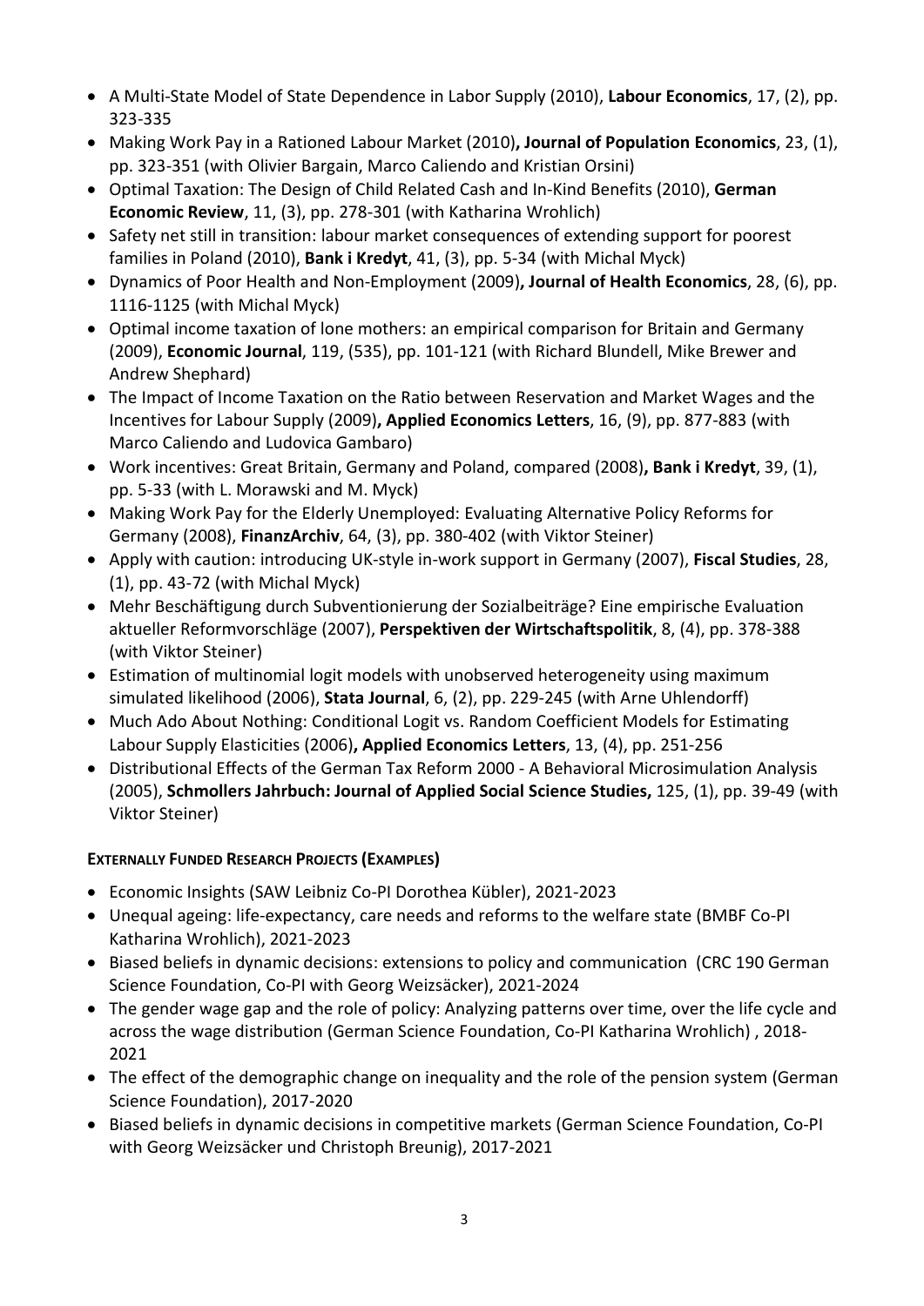- A Multi-State Model of State Dependence in Labor Supply (2010), **Labour Economics**, 17, (2), pp. 323-335
- Making Work Pay in a Rationed Labour Market (2010)**, Journal of Population Economics**, 23, (1), pp. 323-351 (with Olivier Bargain, Marco Caliendo and Kristian Orsini)
- Optimal Taxation: The Design of Child Related Cash and In-Kind Benefits (2010), **German Economic Review**, 11, (3), pp. 278-301 (with Katharina Wrohlich)
- Safety net still in transition: labour market consequences of extending support for poorest families in Poland (2010), **Bank i Kredyt**, 41, (3), pp. 5-34 (with Michal Myck)
- Dynamics of Poor Health and Non-Employment (2009)**, Journal of Health Economics**, 28, (6), pp. 1116-1125 (with Michal Myck)
- Optimal income taxation of lone mothers: an empirical comparison for Britain and Germany (2009), **Economic Journal**, 119, (535), pp. 101-121 (with Richard Blundell, Mike Brewer and Andrew Shephard)
- The Impact of Income Taxation on the Ratio between Reservation and Market Wages and the Incentives for Labour Supply (2009)**, Applied Economics Letters**, 16, (9), pp. 877-883 (with Marco Caliendo and Ludovica Gambaro)
- Work incentives: Great Britain, Germany and Poland, compared (2008)**, Bank i Kredyt**, 39, (1), pp. 5-33 (with L. Morawski and M. Myck)
- Making Work Pay for the Elderly Unemployed: Evaluating Alternative Policy Reforms for Germany (2008), **FinanzArchiv**, 64, (3), pp. 380-402 (with Viktor Steiner)
- Apply with caution: introducing UK-style in-work support in Germany (2007), **Fiscal Studies**, 28, (1), pp. 43-72 (with Michal Myck)
- Mehr Beschäftigung durch Subventionierung der Sozialbeiträge? Eine empirische Evaluation aktueller Reformvorschläge (2007), **Perspektiven der Wirtschaftspolitik**, 8, (4), pp. 378-388 (with Viktor Steiner)
- Estimation of multinomial logit models with unobserved heterogeneity using maximum simulated likelihood (2006), **Stata Journal**, 6, (2), pp. 229-245 (with Arne Uhlendorff)
- Much Ado About Nothing: Conditional Logit vs. Random Coefficient Models for Estimating Labour Supply Elasticities (2006)**, Applied Economics Letters**, 13, (4), pp. 251-256
- Distributional Effects of the German Tax Reform 2000 - A Behavioral Microsimulation Analysis (2005), **Schmollers Jahrbuch: Journal of Applied Social Science Studies,** 125, (1), pp. 39-49 (with Viktor Steiner)

**EXTERNALLY FUNDED RESEARCH PROJECTS (EXAMPLES)**

- Economic Insights (SAW Leibniz Co-PI Dorothea Kübler), 2021-2023
- Unequal ageing: life-expectancy, care needs and reforms to the welfare state (BMBF Co-PI Katharina Wrohlich), 2021-2023
- Biased beliefs in dynamic decisions: extensions to policy and communication (CRC 190 German Science Foundation, Co-PI with Georg Weizsäcker), 2021-2024
- The gender wage gap and the role of policy: Analyzing patterns over time, over the life cycle and across the wage distribution (German Science Foundation, Co-PI Katharina Wrohlich) , 2018-2021
- The effect of the demographic change on inequality and the role of the pension system (German Science Foundation), 2017-2020
- Biased beliefs in dynamic decisions in competitive markets (German Science Foundation, Co-PI with Georg Weizsäcker und Christoph Breunig), 2017-2021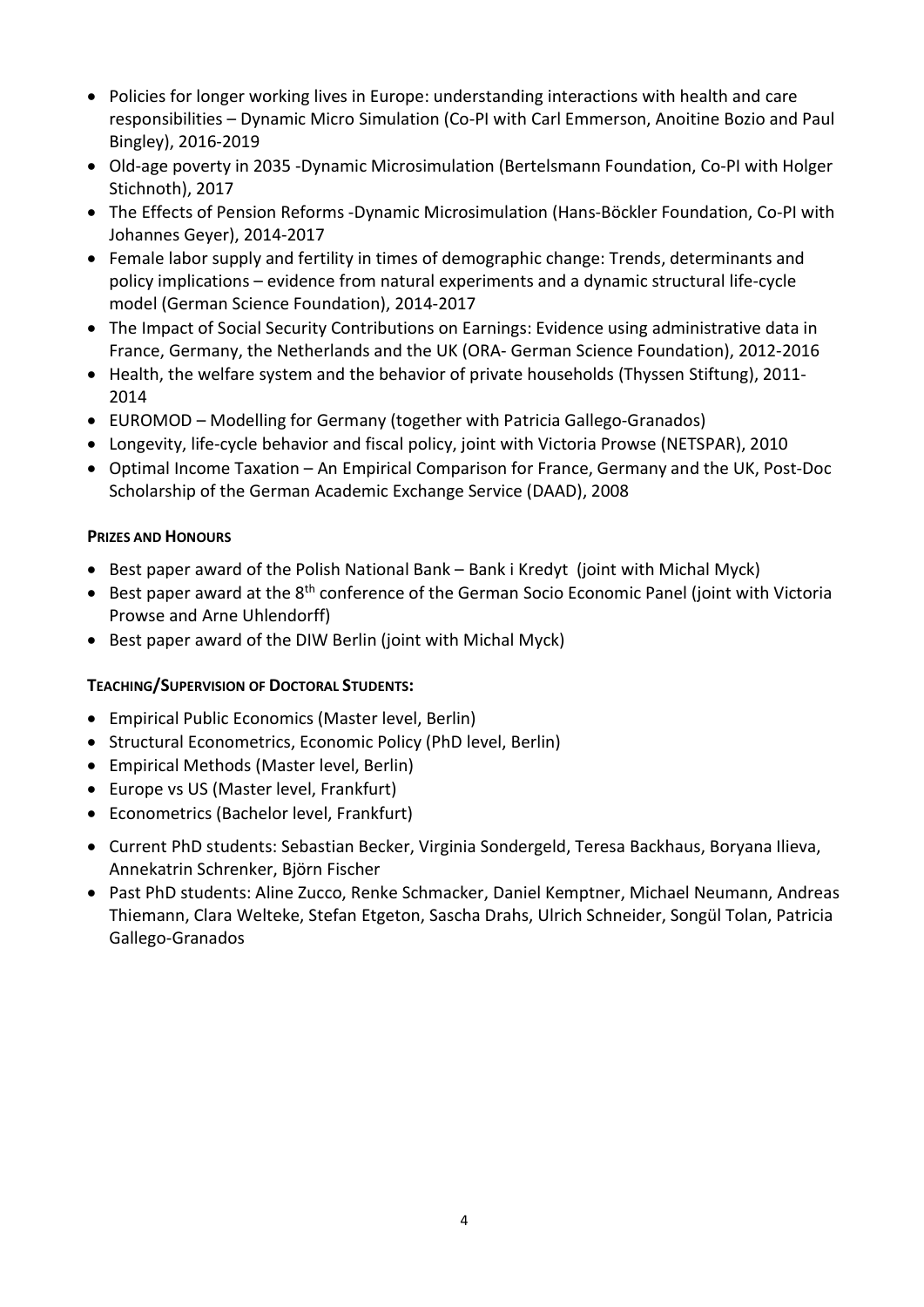- Policies for longer working lives in Europe: understanding interactions with health and care responsibilities – Dynamic Micro Simulation (Co-PI with Carl Emmerson, Anoitine Bozio and Paul Bingley), 2016-2019
- Old-age poverty in 2035 -Dynamic Microsimulation (Bertelsmann Foundation, Co-PI with Holger Stichnoth), 2017
- The Effects of Pension Reforms -Dynamic Microsimulation (Hans-Böckler Foundation, Co-PI with Johannes Geyer), 2014-2017
- Female labor supply and fertility in times of demographic change: Trends, determinants and policy implications – evidence from natural experiments and a dynamic structural life-cycle model (German Science Foundation), 2014-2017
- The Impact of Social Security Contributions on Earnings: Evidence using administrative data in France, Germany, the Netherlands and the UK (ORA- German Science Foundation), 2012-2016
- Health, the welfare system and the behavior of private households (Thyssen Stiftung), 2011-2014
- EUROMOD – Modelling for Germany (together with Patricia Gallego-Granados)
- Longevity, life-cycle behavior and fiscal policy, joint with Victoria Prowse (NETSPAR), 2010
- Optimal Income Taxation – An Empirical Comparison for France, Germany and the UK, Post-Doc Scholarship of the German Academic Exchange Service (DAAD), 2008

**PRIZES AND HONOURS**

- Best paper award of the Polish National Bank – Bank i Kredyt (joint with Michal Myck)
- Best paper award at the 8th conference of the German Socio Economic Panel (joint with Victoria Prowse and Arne Uhlendorff)
- Best paper award of the DIW Berlin (joint with Michal Myck)

**TEACHING/SUPERVISION OF DOCTORAL STUDENTS:**

- Empirical Public Economics (Master level, Berlin)
- Structural Econometrics, Economic Policy (PhD level, Berlin)
- Empirical Methods (Master level, Berlin)
- Europe vs US (Master level, Frankfurt)
- Econometrics (Bachelor level, Frankfurt)

- Current PhD students: Sebastian Becker, Virginia Sondergeld, Teresa Backhaus, Boryana Ilieva, Annekatrin Schrenker, Björn Fischer
- Past PhD students: Aline Zucco, Renke Schmacker, Daniel Kemptner, Michael Neumann, Andreas Thiemann, Clara Welteke, Stefan Etgeton, Sascha Drahs, Ulrich Schneider, Songül Tolan, Patricia Gallego-Granados